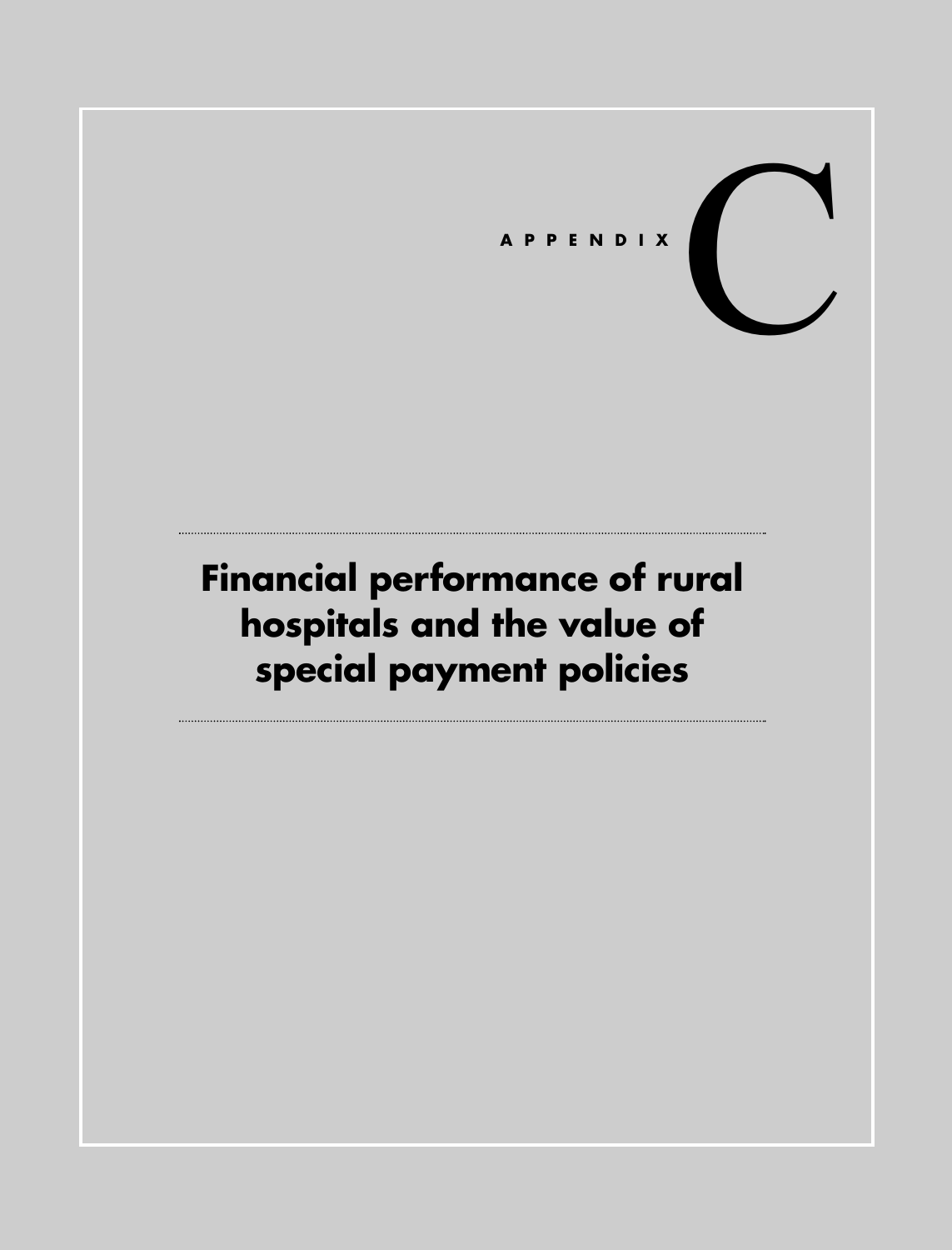# APPENDIX C

# Financial performance of rural hospitals and the value of special payment policies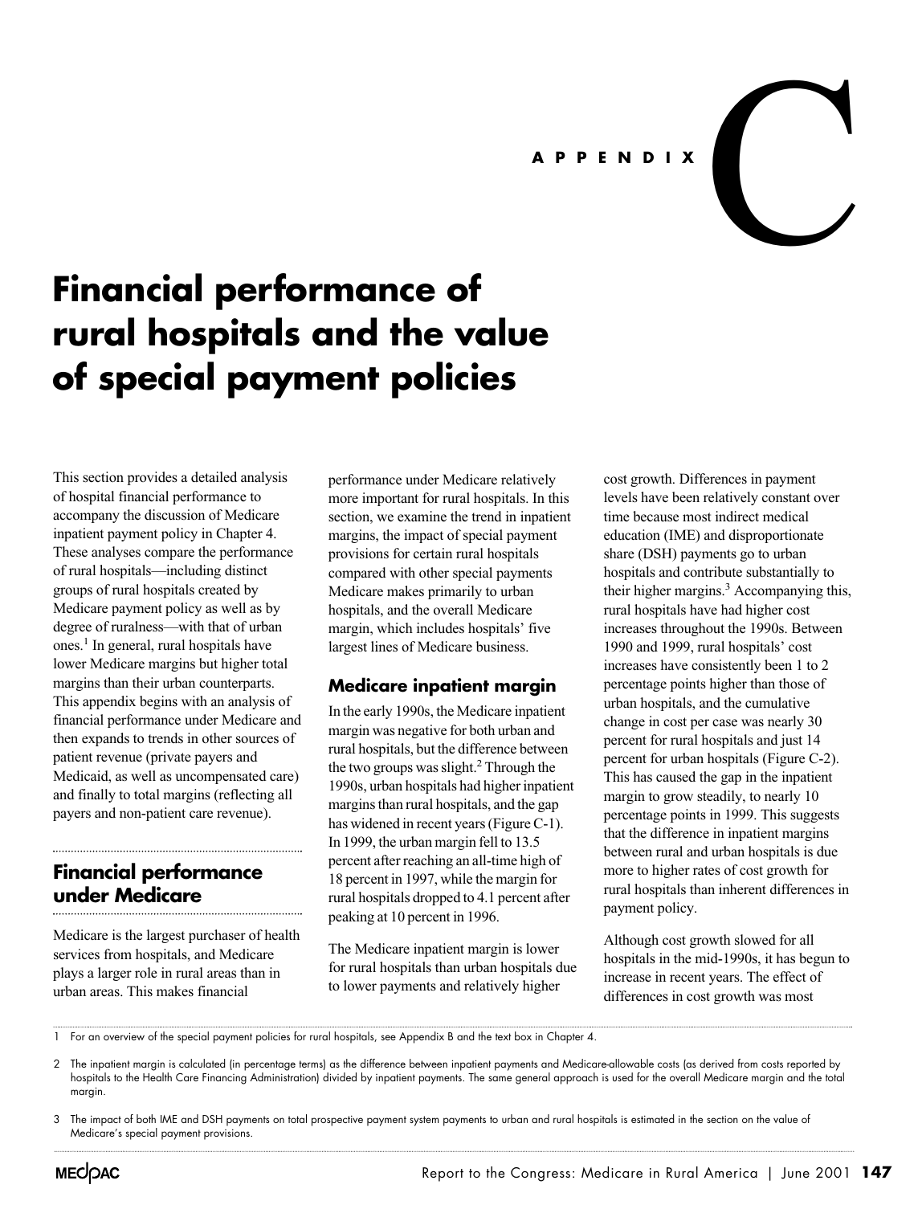# APPENDIX C

# Financial performance of rural hospitals and the value of special payment policies

This section provides a detailed analysis of hospital financial performance to accompany the discussion of Medicare inpatient payment policy in Chapter 4. These analyses compare the performance of rural hospitals—including distinct groups of rural hospitals created by Medicare payment policy as well as by degree of ruralness—with that of urban ones.[1] In general, rural hospitals have lower Medicare margins but higher total margins than their urban counterparts. This appendix begins with an analysis of financial performance under Medicare and then expands to trends in other sources of patient revenue (private payers and Medicaid, as well as uncompensated care) and finally to total margins (reflecting all payers and non-patient care revenue).

## Financial performance under Medicare

Medicare is the largest purchaser of health services from hospitals, and Medicare plays a larger role in rural areas than in urban areas. This makes financial performance under Medicare relatively more important for rural hospitals. In this section, we examine the trend in inpatient margins, the impact of special payment provisions for certain rural hospitals compared with other special payments Medicare makes primarily to urban hospitals, and the overall Medicare margin, which includes hospitals' five largest lines of Medicare business.

### Medicare inpatient margin

In the early 1990s, the Medicare inpatient margin was negative for both urban and rural hospitals, but the difference between the two groups was slight.[2] Through the 1990s, urban hospitals had higher inpatient margins than rural hospitals, and the gap has widened in recent years (Figure C-1). In 1999, the urban margin fell to 13.5 percent after reaching an all-time high of 18 percent in 1997, while the margin for rural hospitals dropped to 4.1 percent after peaking at 10 percent in 1996.

The Medicare inpatient margin is lower for rural hospitals than urban hospitals due to lower payments and relatively higher cost growth. Differences in payment levels have been relatively constant over time because most indirect medical education (IME) and disproportionate share (DSH) payments go to urban hospitals and contribute substantially to their higher margins.[3] Accompanying this, rural hospitals have had higher cost increases throughout the 1990s. Between 1990 and 1999, rural hospitals' cost increases have consistently been 1 to 2 percentage points higher than those of urban hospitals, and the cumulative change in cost per case was nearly 30 percent for rural hospitals and just 14 percent for urban hospitals (Figure C-2). This has caused the gap in the inpatient margin to grow steadily, to nearly 10 percentage points in 1999. This suggests that the difference in inpatient margins between rural and urban hospitals is due more to higher rates of cost growth for rural hospitals than inherent differences in payment policy.

Although cost growth slowed for all hospitals in the mid-1990s, it has begun to increase in recent years. The effect of differences in cost growth was most

---

1 For an overview of the special payment policies for rural hospitals, see Appendix B and the text box in Chapter 4.

2 The inpatient margin is calculated (in percentage terms) as the difference between inpatient payments and Medicare-allowable costs (as derived from costs reported by hospitals to the Health Care Financing Administration) divided by inpatient payments. The same general approach is used for the overall Medicare margin and the total margin.

3 The impact of both IME and DSH payments on total prospective payment system payments to urban and rural hospitals is estimated in the section on the value of Medicare's special payment provisions.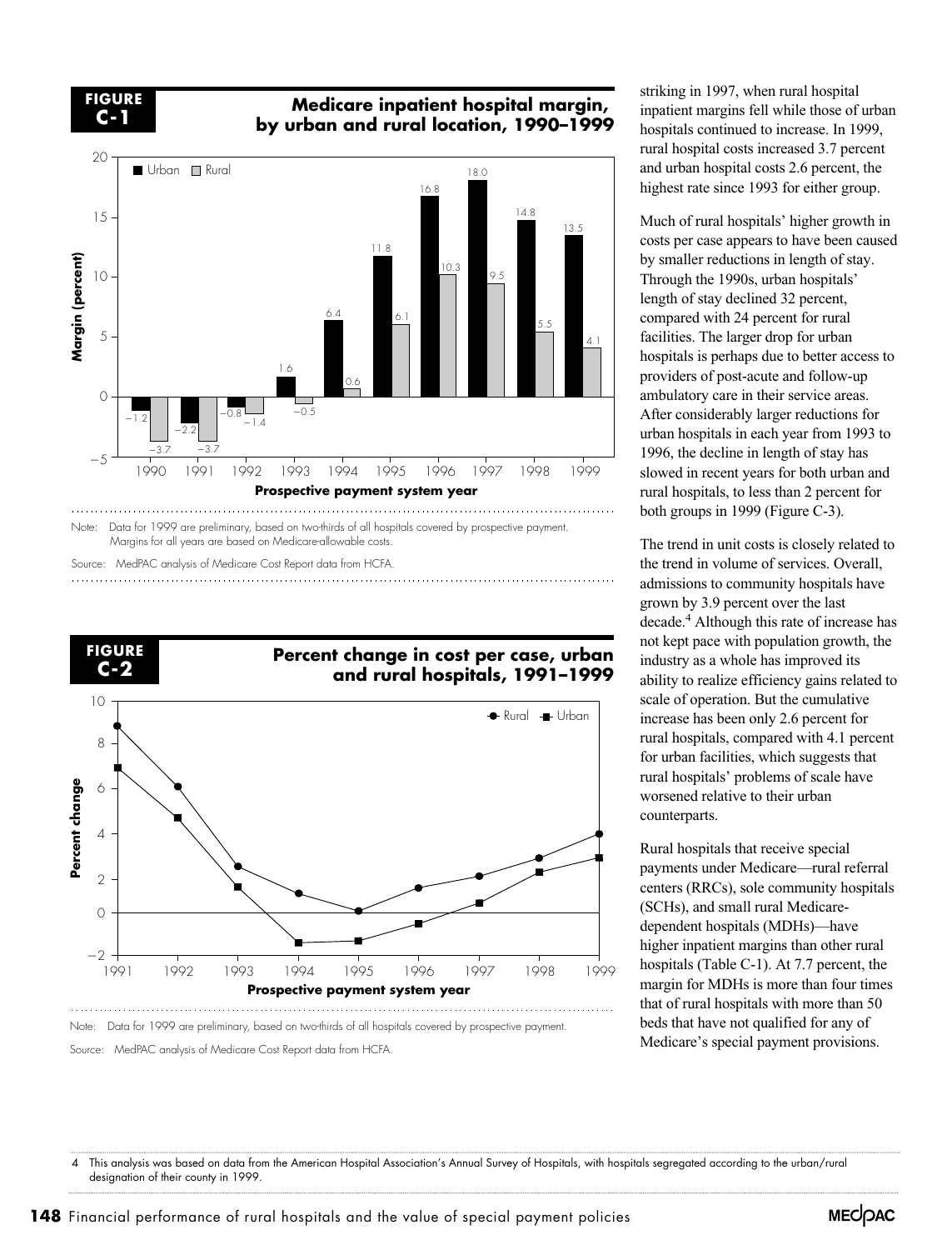**FIGURE C-1**

**Medicare inpatient hospital margin, by urban and rural location, 1990–1999**

| Prospective payment system year | Urban | Rural |
|---|---|---|
| 1990 | −1.2 | −3.7 |
| 1991 | −2.2 | −3.7 |
| 1992 | −0.8 | −1.4 |
| 1993 | 1.6 | −0.5 |
| 1994 | 6.4 | 0.6 |
| 1995 | 11.8 | 6.1 |
| 1996 | 16.8 | 10.3 |
| 1997 | 18.0 | 9.5 |
| 1998 | 14.8 | 5.5 |
| 1999 | 13.5 | 4.1 |

Note: Data for 1999 are preliminary, based on two-thirds of all hospitals covered by prospective payment. Margins for all years are based on Medicare-allowable costs.

Source: MedPAC analysis of Medicare Cost Report data from HCFA.

**FIGURE C-2**

**Percent change in cost per case, urban and rural hospitals, 1991–1999**

Note: Data for 1999 are preliminary, based on two-thirds of all hospitals covered by prospective payment.

Source: MedPAC analysis of Medicare Cost Report data from HCFA.

striking in 1997, when rural hospital inpatient margins fell while those of urban hospitals continued to increase. In 1999, rural hospital costs increased 3.7 percent and urban hospital costs 2.6 percent, the highest rate since 1993 for either group.

Much of rural hospitals' higher growth in costs per case appears to have been caused by smaller reductions in length of stay. Through the 1990s, urban hospitals' length of stay declined 32 percent, compared with 24 percent for rural facilities. The larger drop for urban hospitals is perhaps due to better access to providers of post-acute and follow-up ambulatory care in their service areas. After considerably larger reductions for urban hospitals in each year from 1993 to 1996, the decline in length of stay has slowed in recent years for both urban and rural hospitals, to less than 2 percent for both groups in 1999 (Figure C-3).

The trend in unit costs is closely related to the trend in volume of services. Overall, admissions to community hospitals have grown by 3.9 percent over the last decade.[4] Although this rate of increase has not kept pace with population growth, the industry as a whole has improved its ability to realize efficiency gains related to scale of operation. But the cumulative increase has been only 2.6 percent for rural hospitals, compared with 4.1 percent for urban facilities, which suggests that rural hospitals' problems of scale have worsened relative to their urban counterparts.

Rural hospitals that receive special payments under Medicare—rural referral centers (RRCs), sole community hospitals (SCHs), and small rural Medicare-dependent hospitals (MDHs)—have higher inpatient margins than other rural hospitals (Table C-1). At 7.7 percent, the margin for MDHs is more than four times that of rural hospitals with more than 50 beds that have not qualified for any of Medicare's special payment provisions.

4 This analysis was based on data from the American Hospital Association's Annual Survey of Hospitals, with hospitals segregated according to the urban/rural designation of their county in 1999.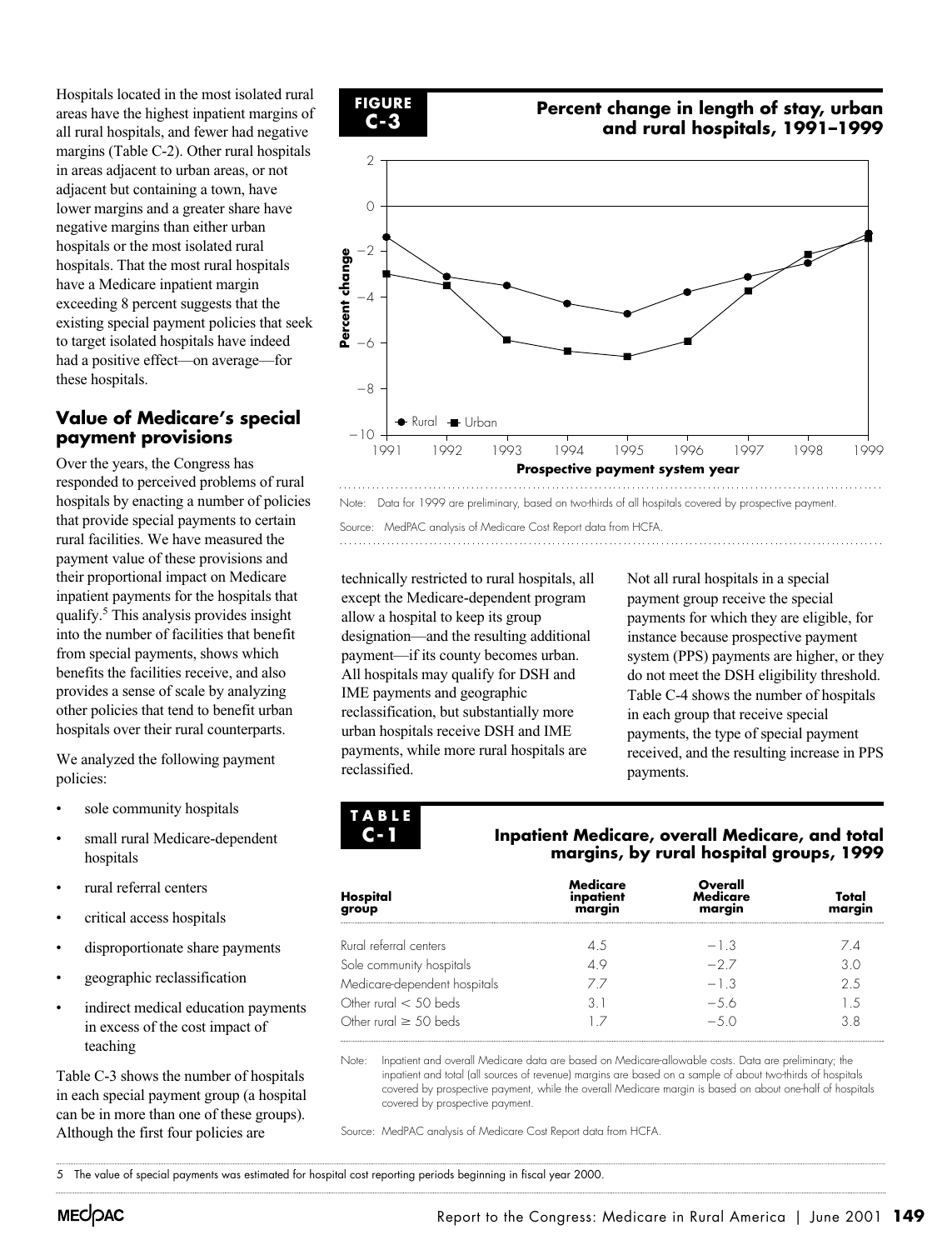Hospitals located in the most isolated rural areas have the highest inpatient margins of all rural hospitals, and fewer had negative margins (Table C-2). Other rural hospitals in areas adjacent to urban areas, or not adjacent but containing a town, have lower margins and a greater share have negative margins than either urban hospitals or the most isolated rural hospitals. That the most rural hospitals have a Medicare inpatient margin exceeding 8 percent suggests that the existing special payment policies that seek to target isolated hospitals have indeed had a positive effect—on average—for these hospitals.

## Value of Medicare's special payment provisions

Over the years, the Congress has responded to perceived problems of rural hospitals by enacting a number of policies that provide special payments to certain rural facilities. We have measured the payment value of these provisions and their proportional impact on Medicare inpatient payments for the hospitals that qualify.[5] This analysis provides insight into the number of facilities that benefit from special payments, shows which benefits the facilities receive, and also provides a sense of scale by analyzing other policies that tend to benefit urban hospitals over their rural counterparts.

We analyzed the following payment policies:

- sole community hospitals
- small rural Medicare-dependent hospitals
- rural referral centers
- critical access hospitals
- disproportionate share payments
- geographic reclassification
- indirect medical education payments in excess of the cost impact of teaching

Table C-3 shows the number of hospitals in each special payment group (a hospital can be in more than one of these groups). Although the first four policies are technically restricted to rural hospitals, all except the Medicare-dependent program allow a hospital to keep its group designation—and the resulting additional payment—if its county becomes urban. All hospitals may qualify for DSH and IME payments and geographic reclassification, but substantially more urban hospitals receive DSH and IME payments, while more rural hospitals are reclassified.

Not all rural hospitals in a special payment group receive the special payments for which they are eligible, for instance because prospective payment system (PPS) payments are higher, or they do not meet the DSH eligibility threshold. Table C-4 shows the number of hospitals in each group that receive special payments, the type of special payment received, and the resulting increase in PPS payments.

**FIGURE C-3**

**Percent change in length of stay, urban and rural hospitals, 1991–1999**

| Prospective payment system year | Rural | Urban |
|---|---|---|
| 1991 | −1.4 | −3.0 |
| 1992 | −3.1 | −3.5 |
| 1993 | −3.5 | −5.9 |
| 1994 | −4.3 | −6.4 |
| 1995 | −4.7 | −6.6 |
| 1996 | −3.8 | −6.0 |
| 1997 | −3.1 | −3.7 |
| 1998 | −2.5 | −2.1 |
| 1999 | −1.2 | −1.4 |

Note: Data for 1999 are preliminary, based on two-thirds of all hospitals covered by prospective payment.

Source: MedPAC analysis of Medicare Cost Report data from HCFA.

**TABLE C-1**

**Inpatient Medicare, overall Medicare, and total margins, by rural hospital groups, 1999**

| Hospital group | Medicare inpatient margin | Overall Medicare margin | Total margin |
|---|---|---|---|
| Rural referral centers | 4.5 | −1.3 | 7.4 |
| Sole community hospitals | 4.9 | −2.7 | 3.0 |
| Medicare-dependent hospitals | 7.7 | −1.3 | 2.5 |
| Other rural < 50 beds | 3.1 | −5.6 | 1.5 |
| Other rural ≥ 50 beds | 1.7 | −5.0 | 3.8 |

Note: Inpatient and overall Medicare data are based on Medicare-allowable costs. Data are preliminary; the inpatient and total (all sources of revenue) margins are based on a sample of about two-thirds of hospitals covered by prospective payment, while the overall Medicare margin is based on about one-half of hospitals covered by prospective payment.

Source: MedPAC analysis of Medicare Cost Report data from HCFA.

5 The value of special payments was estimated for hospital cost reporting periods beginning in fiscal year 2000.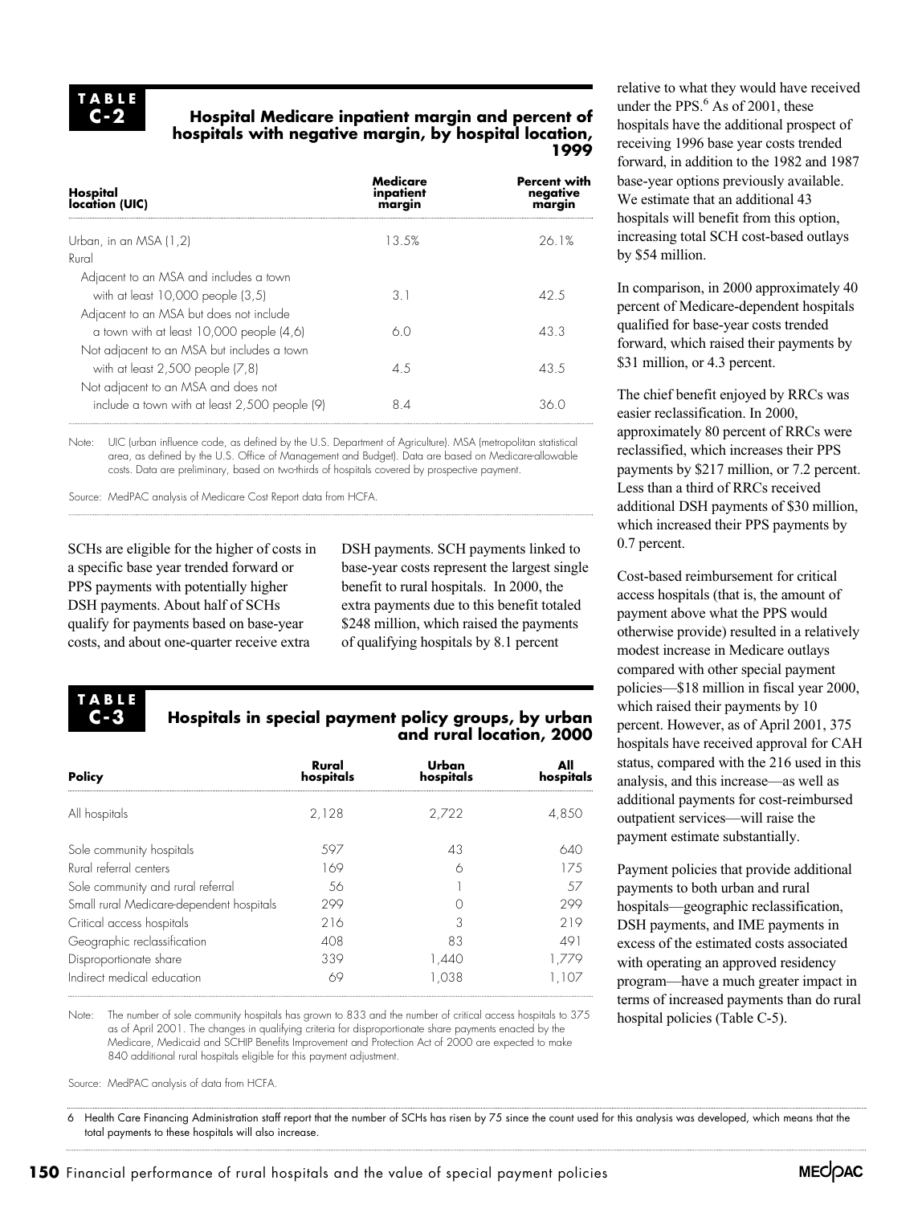**TABLE C-2**

**Hospital Medicare inpatient margin and percent of hospitals with negative margin, by hospital location, 1999**

| Hospital location (UIC) | Medicare inpatient margin | Percent with negative margin |
|---|---|---|
| Urban, in an MSA (1,2) | 13.5% | 26.1% |
| Rural | | |
| Adjacent to an MSA and includes a town with at least 10,000 people (3,5) | 3.1 | 42.5 |
| Adjacent to an MSA but does not include a town with at least 10,000 people (4,6) | 6.0 | 43.3 |
| Not adjacent to an MSA but includes a town with at least 2,500 people (7,8) | 4.5 | 43.5 |
| Not adjacent to an MSA and does not include a town with at least 2,500 people (9) | 8.4 | 36.0 |

Note: UIC (urban influence code, as defined by the U.S. Department of Agriculture). MSA (metropolitan statistical area, as defined by the U.S. Office of Management and Budget). Data are based on Medicare-allowable costs. Data are preliminary, based on two-thirds of hospitals covered by prospective payment.

Source: MedPAC analysis of Medicare Cost Report data from HCFA.

SCHs are eligible for the higher of costs in a specific base year trended forward or PPS payments with potentially higher DSH payments. About half of SCHs qualify for payments based on base-year costs, and about one-quarter receive extra DSH payments. SCH payments linked to base-year costs represent the largest single benefit to rural hospitals. In 2000, the extra payments due to this benefit totaled $248 million, which raised the payments of qualifying hospitals by 8.1 percent relative to what they would have received under the PPS.[6] As of 2001, these hospitals have the additional prospect of receiving 1996 base year costs trended forward, in addition to the 1982 and 1987 base-year options previously available. We estimate that an additional 43 hospitals will benefit from this option, increasing total SCH cost-based outlays by $54 million.

In comparison, in 2000 approximately 40 percent of Medicare-dependent hospitals qualified for base-year costs trended forward, which raised their payments by $31 million, or 4.3 percent.

The chief benefit enjoyed by RRCs was easier reclassification. In 2000, approximately 80 percent of RRCs were reclassified, which increases their PPS payments by $217 million, or 7.2 percent. Less than a third of RRCs received additional DSH payments of $30 million, which increased their PPS payments by 0.7 percent.

Cost-based reimbursement for critical access hospitals (that is, the amount of payment above what the PPS would otherwise provide) resulted in a relatively modest increase in Medicare outlays compared with other special payment policies—$18 million in fiscal year 2000, which raised their payments by 10 percent. However, as of April 2001, 375 hospitals have received approval for CAH status, compared with the 216 used in this analysis, and this increase—as well as additional payments for cost-reimbursed outpatient services—will raise the payment estimate substantially.

Payment policies that provide additional payments to both urban and rural hospitals—geographic reclassification, DSH payments, and IME payments in excess of the estimated costs associated with operating an approved residency program—have a much greater impact in terms of increased payments than do rural hospital policies (Table C-5).

**TABLE C-3**

**Hospitals in special payment policy groups, by urban and rural location, 2000**

| Policy | Rural hospitals | Urban hospitals | All hospitals |
|---|---|---|---|
| All hospitals | 2,128 | 2,722 | 4,850 |
| Sole community hospitals | 597 | 43 | 640 |
| Rural referral centers | 169 | 6 | 175 |
| Sole community and rural referral | 56 | 1 | 57 |
| Small rural Medicare-dependent hospitals | 299 | 0 | 299 |
| Critical access hospitals | 216 | 3 | 219 |
| Geographic reclassification | 408 | 83 | 491 |
| Disproportionate share | 339 | 1,440 | 1,779 |
| Indirect medical education | 69 | 1,038 | 1,107 |

Note: The number of sole community hospitals has grown to 833 and the number of critical access hospitals to 375 as of April 2001. The changes in qualifying criteria for disproportionate share payments enacted by the Medicare, Medicaid and SCHIP Benefits Improvement and Protection Act of 2000 are expected to make 840 additional rural hospitals eligible for this payment adjustment.

Source: MedPAC analysis of data from HCFA.

6 Health Care Financing Administration staff report that the number of SCHs has risen by 75 since the count used for this analysis was developed, which means that the total payments to these hospitals will also increase.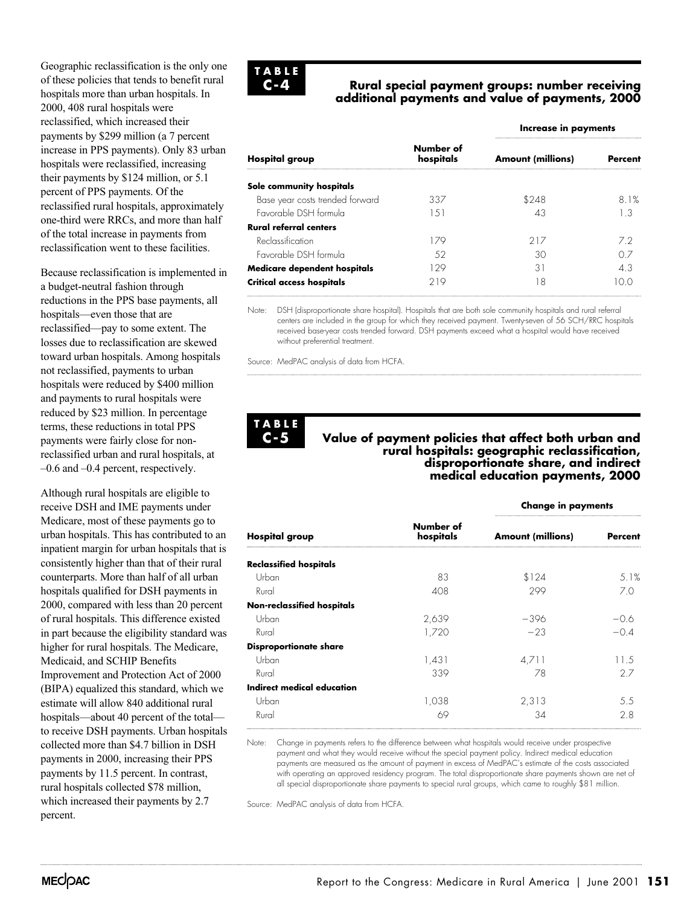Geographic reclassification is the only one of these policies that tends to benefit rural hospitals more than urban hospitals. In 2000, 408 rural hospitals were reclassified, which increased their payments by $299 million (a 7 percent increase in PPS payments). Only 83 urban hospitals were reclassified, increasing their payments by $124 million, or 5.1 percent of PPS payments. Of the reclassified rural hospitals, approximately one-third were RRCs, and more than half of the total increase in payments from reclassification went to these facilities.

Because reclassification is implemented in a budget-neutral fashion through reductions in the PPS base payments, all hospitals—even those that are reclassified—pay to some extent. The losses due to reclassification are skewed toward urban hospitals. Among hospitals not reclassified, payments to urban hospitals were reduced by $400 million and payments to rural hospitals were reduced by $23 million. In percentage terms, these reductions in total PPS payments were fairly close for non-reclassified urban and rural hospitals, at –0.6 and –0.4 percent, respectively.

Although rural hospitals are eligible to receive DSH and IME payments under Medicare, most of these payments go to urban hospitals. This has contributed to an inpatient margin for urban hospitals that is consistently higher than that of their rural counterparts. More than half of all urban hospitals qualified for DSH payments in 2000, compared with less than 20 percent of rural hospitals. This difference existed in part because the eligibility standard was higher for rural hospitals. The Medicare, Medicaid, and SCHIP Benefits Improvement and Protection Act of 2000 (BIPA) equalized this standard, which we estimate will allow 840 additional rural hospitals—about 40 percent of the total—to receive DSH payments. Urban hospitals collected more than $4.7 billion in DSH payments in 2000, increasing their PPS payments by 11.5 percent. In contrast, rural hospitals collected $78 million, which increased their payments by 2.7 percent.

**TABLE C-4**

**Rural special payment groups: number receiving additional payments and value of payments, 2000**

| Hospital group | Number of hospitals | Increase in payments: Amount (millions) | Increase in payments: Percent |
|---|---|---|---|
| **Sole community hospitals** | | | |
| Base year costs trended forward | 337 | $248 | 8.1% |
| Favorable DSH formula | 151 | 43 | 1.3 |
| **Rural referral centers** | | | |
| Reclassification | 179 | 217 | 7.2 |
| Favorable DSH formula | 52 | 30 | 0.7 |
| **Medicare dependent hospitals** | 129 | 31 | 4.3 |
| **Critical access hospitals** | 219 | 18 | 10.0 |

Note: DSH (disproportionate share hospital). Hospitals that are both sole community hospitals and rural referral centers are included in the group for which they received payment. Twenty-seven of 56 SCH/RRC hospitals received base-year costs trended forward. DSH payments exceed what a hospital would have received without preferential treatment.

Source: MedPAC analysis of data from HCFA.

**TABLE C-5**

**Value of payment policies that affect both urban and rural hospitals: geographic reclassification, disproportionate share, and indirect medical education payments, 2000**

| Hospital group | Number of hospitals | Change in payments: Amount (millions) | Change in payments: Percent |
|---|---|---|---|
| **Reclassified hospitals** | | | |
| Urban | 83 | $124 | 5.1% |
| Rural | 408 | 299 | 7.0 |
| **Non-reclassified hospitals** | | | |
| Urban | 2,639 | −396 | −0.6 |
| Rural | 1,720 | −23 | −0.4 |
| **Disproportionate share** | | | |
| Urban | 1,431 | 4,711 | 11.5 |
| Rural | 339 | 78 | 2.7 |
| **Indirect medical education** | | | |
| Urban | 1,038 | 2,313 | 5.5 |
| Rural | 69 | 34 | 2.8 |

Note: Change in payments refers to the difference between what hospitals would receive under prospective payment and what they would receive without the special payment policy. Indirect medical education payments are measured as the amount of payment in excess of MedPAC's estimate of the costs associated with operating an approved residency program. The total disproportionate share payments shown are net of all special disproportionate share payments to special rural groups, which came to roughly $81 million.

Source: MedPAC analysis of data from HCFA.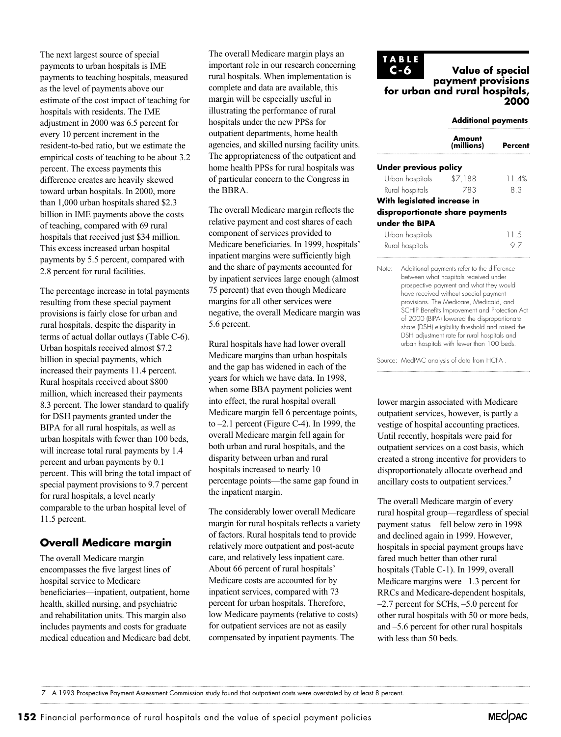The next largest source of special payments to urban hospitals is IME payments to teaching hospitals, measured as the level of payments above our estimate of the cost impact of teaching for hospitals with residents. The IME adjustment in 2000 was 6.5 percent for every 10 percent increment in the resident-to-bed ratio, but we estimate the empirical costs of teaching to be about 3.2 percent. The excess payments this difference creates are heavily skewed toward urban hospitals. In 2000, more than 1,000 urban hospitals shared $2.3 billion in IME payments above the costs of teaching, compared with 69 rural hospitals that received just $34 million. This excess increased urban hospital payments by 5.5 percent, compared with 2.8 percent for rural facilities.

The percentage increase in total payments resulting from these special payment provisions is fairly close for urban and rural hospitals, despite the disparity in terms of actual dollar outlays (Table C-6). Urban hospitals received almost $7.2 billion in special payments, which increased their payments 11.4 percent. Rural hospitals received about $800 million, which increased their payments 8.3 percent. The lower standard to qualify for DSH payments granted under the BIPA for all rural hospitals, as well as urban hospitals with fewer than 100 beds, will increase total rural payments by 1.4 percent and urban payments by 0.1 percent. This will bring the total impact of special payment provisions to 9.7 percent for rural hospitals, a level nearly comparable to the urban hospital level of 11.5 percent.

## Overall Medicare margin

The overall Medicare margin encompasses the five largest lines of hospital service to Medicare beneficiaries—inpatient, outpatient, home health, skilled nursing, and psychiatric and rehabilitation units. This margin also includes payments and costs for graduate medical education and Medicare bad debt.

The overall Medicare margin plays an important role in our research concerning rural hospitals. When implementation is complete and data are available, this margin will be especially useful in illustrating the performance of rural hospitals under the new PPSs for outpatient departments, home health agencies, and skilled nursing facility units. The appropriateness of the outpatient and home health PPSs for rural hospitals was of particular concern to the Congress in the BBRA.

The overall Medicare margin reflects the relative payment and cost shares of each component of services provided to Medicare beneficiaries. In 1999, hospitals' inpatient margins were sufficiently high and the share of payments accounted for by inpatient services large enough (almost 75 percent) that even though Medicare margins for all other services were negative, the overall Medicare margin was 5.6 percent.

Rural hospitals have had lower overall Medicare margins than urban hospitals and the gap has widened in each of the years for which we have data. In 1998, when some BBA payment policies went into effect, the rural hospital overall Medicare margin fell 6 percentage points, to –2.1 percent (Figure C-4). In 1999, the overall Medicare margin fell again for both urban and rural hospitals, and the disparity between urban and rural hospitals increased to nearly 10 percentage points—the same gap found in the inpatient margin.

The considerably lower overall Medicare margin for rural hospitals reflects a variety of factors. Rural hospitals tend to provide relatively more outpatient and post-acute care, and relatively less inpatient care. About 66 percent of rural hospitals' Medicare costs are accounted for by inpatient services, compared with 73 percent for urban hospitals. Therefore, low Medicare payments (relative to costs) for outpatient services are not as easily compensated by inpatient payments. The lower margin associated with Medicare outpatient services, however, is partly a vestige of hospital accounting practices. Until recently, hospitals were paid for outpatient services on a cost basis, which created a strong incentive for providers to disproportionately allocate overhead and ancillary costs to outpatient services.[7]

The overall Medicare margin of every rural hospital group—regardless of special payment status—fell below zero in 1998 and declined again in 1999. However, hospitals in special payment groups have fared much better than other rural hospitals (Table C-1). In 1999, overall Medicare margins were –1.3 percent for RRCs and Medicare-dependent hospitals, –2.7 percent for SCHs, –5.0 percent for other rural hospitals with 50 or more beds, and –5.6 percent for other rural hospitals with less than 50 beds.

**TABLE C-6**

**Value of special payment provisions for urban and rural hospitals, 2000**

| | Additional payments | |
|---|---|---|
| | Amount (millions) | Percent |
| **Under previous policy** | | |
| Urban hospitals | $7,188 | 11.4% |
| Rural hospitals | 783 | 8.3 |
| **With legislated increase in disproportionate share payments under the BIPA** | | |
| Urban hospitals | | 11.5 |
| Rural hospitals | | 9.7 |

Note: Additional payments refer to the difference between what hospitals received under prospective payment and what they would have received without special payment provisions. The Medicare, Medicaid, and SCHIP Benefits Improvement and Protection Act of 2000 (BIPA) lowered the disproportionate share (DSH) eligibility threshold and raised the DSH adjustment rate for rural hospitals and urban hospitals with fewer than 100 beds.

Source: MedPAC analysis of data from HCFA .

7 A 1993 Prospective Payment Assessment Commission study found that outpatient costs were overstated by at least 8 percent.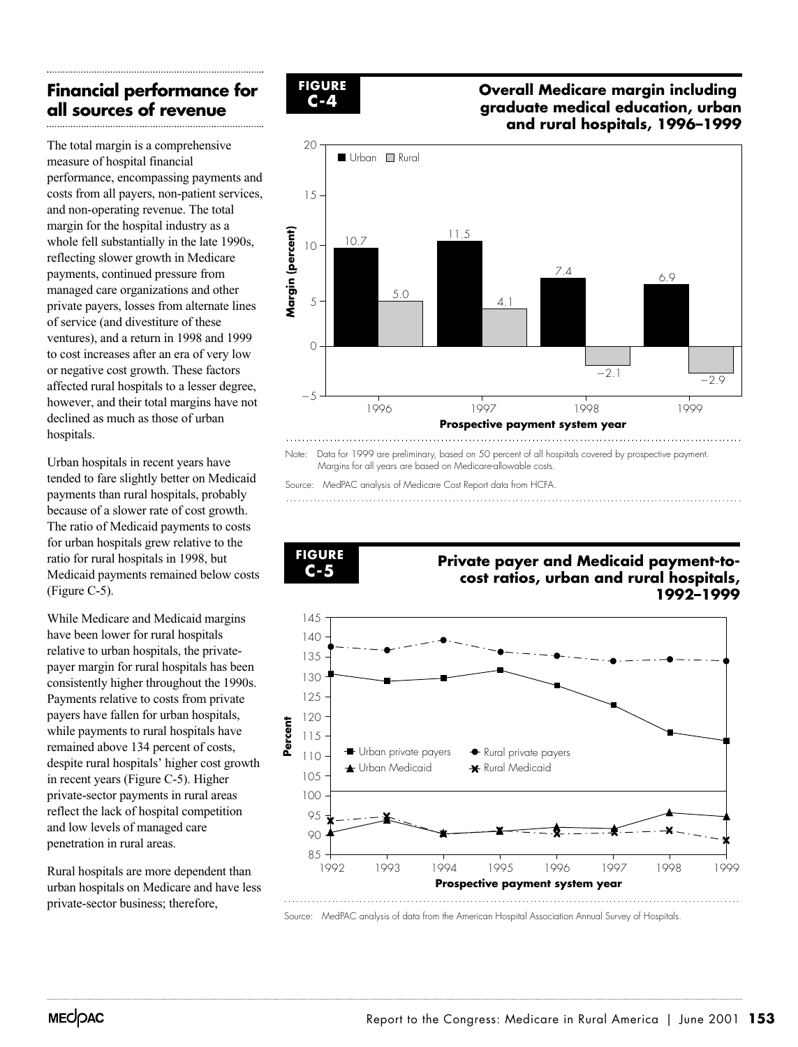## Financial performance for all sources of revenue

The total margin is a comprehensive measure of hospital financial performance, encompassing payments and costs from all payers, non-patient services, and non-operating revenue. The total margin for the hospital industry as a whole fell substantially in the late 1990s, reflecting slower growth in Medicare payments, continued pressure from managed care organizations and other private payers, losses from alternate lines of service (and divestiture of these ventures), and a return in 1998 and 1999 to cost increases after an era of very low or negative cost growth. These factors affected rural hospitals to a lesser degree, however, and their total margins have not declined as much as those of urban hospitals.

Urban hospitals in recent years have tended to fare slightly better on Medicaid payments than rural hospitals, probably because of a slower rate of cost growth. The ratio of Medicaid payments to costs for urban hospitals grew relative to the ratio for rural hospitals in 1998, but Medicaid payments remained below costs (Figure C-5).

While Medicare and Medicaid margins have been lower for rural hospitals relative to urban hospitals, the private-payer margin for rural hospitals has been consistently higher throughout the 1990s. Payments relative to costs from private payers have fallen for urban hospitals, while payments to rural hospitals have remained above 134 percent of costs, despite rural hospitals' higher cost growth in recent years (Figure C-5). Higher private-sector payments in rural areas reflect the lack of hospital competition and low levels of managed care penetration in rural areas.

Rural hospitals are more dependent than urban hospitals on Medicare and have less private-sector business; therefore,

**FIGURE C-4**

**Overall Medicare margin including graduate medical education, urban and rural hospitals, 1996–1999**

| Prospective payment system year | Urban margin (percent) | Rural margin (percent) |
|---|---|---|
| 1996 | 10.7 | 5.0 |
| 1997 | 11.5 | 4.1 |
| 1998 | 7.4 | −2.1 |
| 1999 | 6.9 | −2.9 |

Note: Data for 1999 are preliminary, based on 50 percent of all hospitals covered by prospective payment. Margins for all years are based on Medicare-allowable costs.

Source: MedPAC analysis of Medicare Cost Report data from HCFA.

**FIGURE C-5**

**Private payer and Medicaid payment-to-cost ratios, urban and rural hospitals, 1992–1999**

Legend: Urban private payers; Rural private payers; Urban Medicaid; Rural Medicaid

Y-axis: Percent (85–145); X-axis: Prospective payment system year (1992–1999)

Source: MedPAC analysis of data from the American Hospital Association Annual Survey of Hospitals.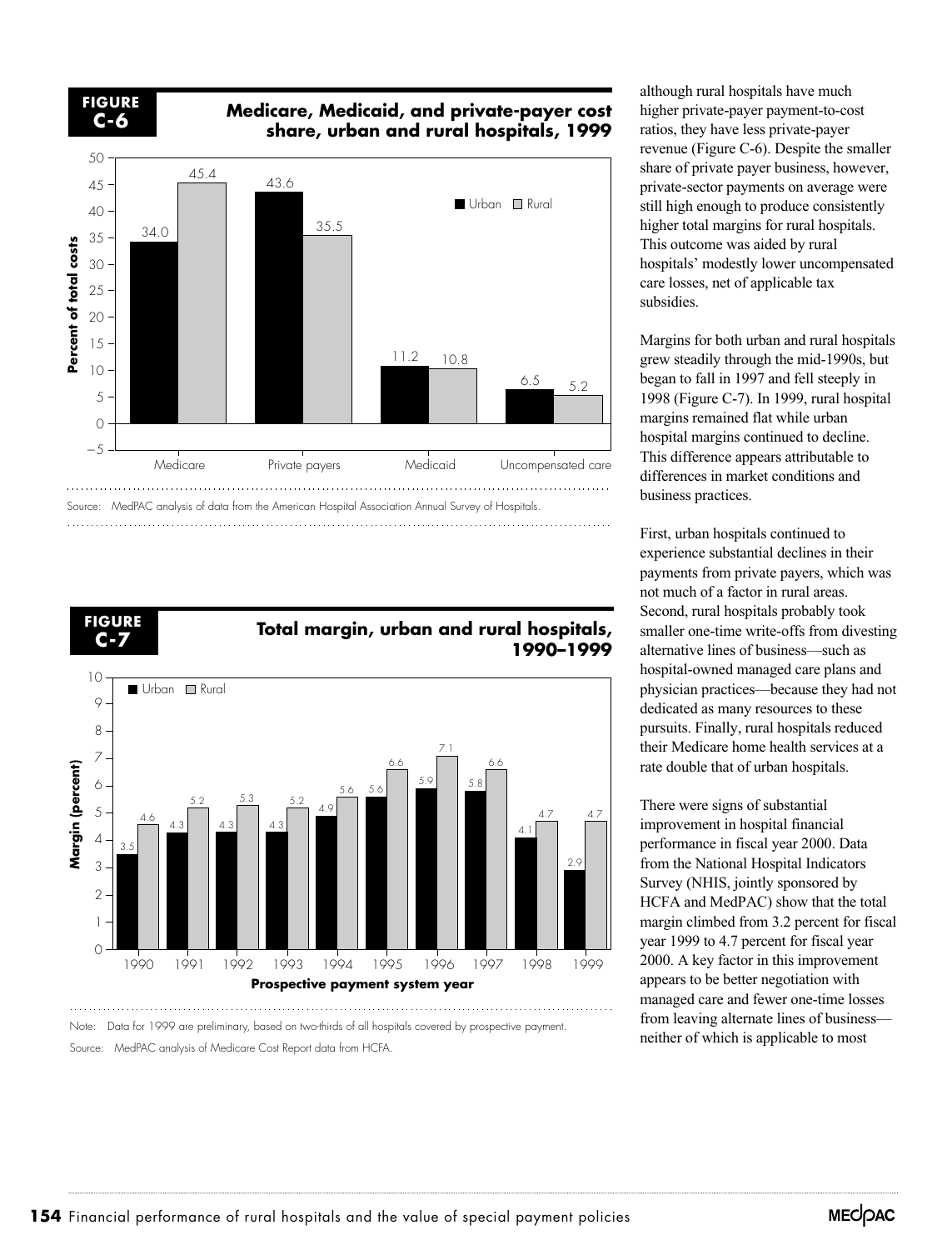**FIGURE C-6**

**Medicare, Medicaid, and private-payer cost share, urban and rural hospitals, 1999**

Percent of total costs

| | Urban | Rural |
|---|---|---|
| Medicare | 34.0 | 45.4 |
| Private payers | 43.6 | 35.5 |
| Medicaid | 11.2 | 10.8 |
| Uncompensated care | 6.5 | 5.2 |

Source: MedPAC analysis of data from the American Hospital Association Annual Survey of Hospitals.

**FIGURE C-7**

**Total margin, urban and rural hospitals, 1990–1999**

Margin (percent)

| Prospective payment system year | Urban | Rural |
|---|---|---|
| 1990 | 3.5 | 4.6 |
| 1991 | 4.3 | 5.2 |
| 1992 | 4.3 | 5.3 |
| 1993 | 4.3 | 5.2 |
| 1994 | 4.9 | 5.6 |
| 1995 | 5.6 | 6.6 |
| 1996 | 5.9 | 7.1 |
| 1997 | 5.8 | 6.6 |
| 1998 | 4.1 | 4.7 |
| 1999 | 2.9 | 4.7 |

Note: Data for 1999 are preliminary, based on two-thirds of all hospitals covered by prospective payment.

Source: MedPAC analysis of Medicare Cost Report data from HCFA.

although rural hospitals have much higher private-payer payment-to-cost ratios, they have less private-payer revenue (Figure C-6). Despite the smaller share of private payer business, however, private-sector payments on average were still high enough to produce consistently higher total margins for rural hospitals. This outcome was aided by rural hospitals' modestly lower uncompensated care losses, net of applicable tax subsidies.

Margins for both urban and rural hospitals grew steadily through the mid-1990s, but began to fall in 1997 and fell steeply in 1998 (Figure C-7). In 1999, rural hospital margins remained flat while urban hospital margins continued to decline. This difference appears attributable to differences in market conditions and business practices.

First, urban hospitals continued to experience substantial declines in their payments from private payers, which was not much of a factor in rural areas. Second, rural hospitals probably took smaller one-time write-offs from divesting alternative lines of business—such as hospital-owned managed care plans and physician practices—because they had not dedicated as many resources to these pursuits. Finally, rural hospitals reduced their Medicare home health services at a rate double that of urban hospitals.

There were signs of substantial improvement in hospital financial performance in fiscal year 2000. Data from the National Hospital Indicators Survey (NHIS, jointly sponsored by HCFA and MedPAC) show that the total margin climbed from 3.2 percent for fiscal year 1999 to 4.7 percent for fiscal year 2000. A key factor in this improvement appears to be better negotiation with managed care and fewer one-time losses from leaving alternate lines of business—neither of which is applicable to most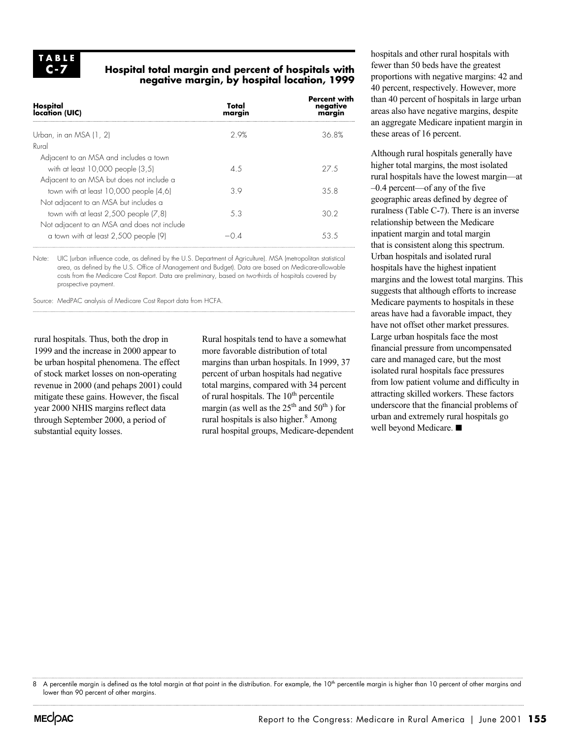**TABLE C-7**

**Hospital total margin and percent of hospitals with negative margin, by hospital location, 1999**

| Hospital location (UIC) | Total margin | Percent with negative margin |
|---|---|---|
| Urban, in an MSA (1, 2) | 2.9% | 36.8% |
| Rural | | |
| Adjacent to an MSA and includes a town with at least 10,000 people (3,5) | 4.5 | 27.5 |
| Adjacent to an MSA but does not include a town with at least 10,000 people (4,6) | 3.9 | 35.8 |
| Not adjacent to an MSA but includes a town with at least 2,500 people (7,8) | 5.3 | 30.2 |
| Not adjacent to an MSA and does not include a town with at least 2,500 people (9) | −0.4 | 53.5 |

Note: UIC (urban influence code, as defined by the U.S. Department of Agriculture). MSA (metropolitan statistical area, as defined by the U.S. Office of Management and Budget). Data are based on Medicare-allowable costs from the Medicare Cost Report. Data are preliminary, based on two-thirds of hospitals covered by prospective payment.

Source: MedPAC analysis of Medicare Cost Report data from HCFA.

rural hospitals. Thus, both the drop in 1999 and the increase in 2000 appear to be urban hospital phenomena. The effect of stock market losses on non-operating revenue in 2000 (and pehaps 2001) could mitigate these gains. However, the fiscal year 2000 NHIS margins reflect data through September 2000, a period of substantial equity losses.

Rural hospitals tend to have a somewhat more favorable distribution of total margins than urban hospitals. In 1999, 37 percent of urban hospitals had negative total margins, compared with 34 percent of rural hospitals. The 10th percentile margin (as well as the 25th and 50th ) for rural hospitals is also higher.[8] Among rural hospital groups, Medicare-dependent hospitals and other rural hospitals with fewer than 50 beds have the greatest proportions with negative margins: 42 and 40 percent, respectively. However, more than 40 percent of hospitals in large urban areas also have negative margins, despite an aggregate Medicare inpatient margin in these areas of 16 percent.

Although rural hospitals generally have higher total margins, the most isolated rural hospitals have the lowest margin—at –0.4 percent—of any of the five geographic areas defined by degree of ruralness (Table C-7). There is an inverse relationship between the Medicare inpatient margin and total margin that is consistent along this spectrum. Urban hospitals and isolated rural hospitals have the highest inpatient margins and the lowest total margins. This suggests that although efforts to increase Medicare payments to hospitals in these areas have had a favorable impact, they have not offset other market pressures. Large urban hospitals face the most financial pressure from uncompensated care and managed care, but the most isolated rural hospitals face pressures from low patient volume and difficulty in attracting skilled workers. These factors underscore that the financial problems of urban and extremely rural hospitals go well beyond Medicare. ■

8 A percentile margin is defined as the total margin at that point in the distribution. For example, the 10th percentile margin is higher than 10 percent of other margins and lower than 90 percent of other margins.